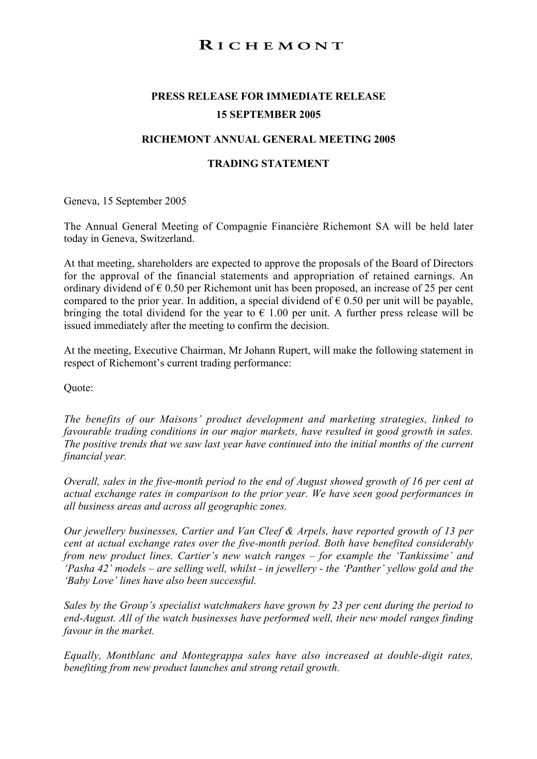# RICHEMONT

**PRESS RELEASE FOR IMMEDIATE RELEASE**

**15 SEPTEMBER 2005**

**RICHEMONT ANNUAL GENERAL MEETING 2005**

**TRADING STATEMENT**

Geneva, 15 September 2005

The Annual General Meeting of Compagnie Financière Richemont SA will be held later today in Geneva, Switzerland.

At that meeting, shareholders are expected to approve the proposals of the Board of Directors for the approval of the financial statements and appropriation of retained earnings. An ordinary dividend of € 0.50 per Richemont unit has been proposed, an increase of 25 per cent compared to the prior year. In addition, a special dividend of € 0.50 per unit will be payable, bringing the total dividend for the year to € 1.00 per unit. A further press release will be issued immediately after the meeting to confirm the decision.

At the meeting, Executive Chairman, Mr Johann Rupert, will make the following statement in respect of Richemont's current trading performance:

Quote:

*The benefits of our Maisons' product development and marketing strategies, linked to favourable trading conditions in our major markets, have resulted in good growth in sales. The positive trends that we saw last year have continued into the initial months of the current financial year.*

*Overall, sales in the five-month period to the end of August showed growth of 16 per cent at actual exchange rates in comparison to the prior year. We have seen good performances in all business areas and across all geographic zones.*

*Our jewellery businesses, Cartier and Van Cleef & Arpels, have reported growth of 13 per cent at actual exchange rates over the five-month period. Both have benefited considerably from new product lines. Cartier's new watch ranges – for example the 'Tankissime' and 'Pasha 42' models – are selling well, whilst - in jewellery - the 'Panther' yellow gold and the 'Baby Love' lines have also been successful.*

*Sales by the Group's specialist watchmakers have grown by 23 per cent during the period to end-August. All of the watch businesses have performed well, their new model ranges finding favour in the market.*

*Equally, Montblanc and Montegrappa sales have also increased at double-digit rates, benefiting from new product launches and strong retail growth.*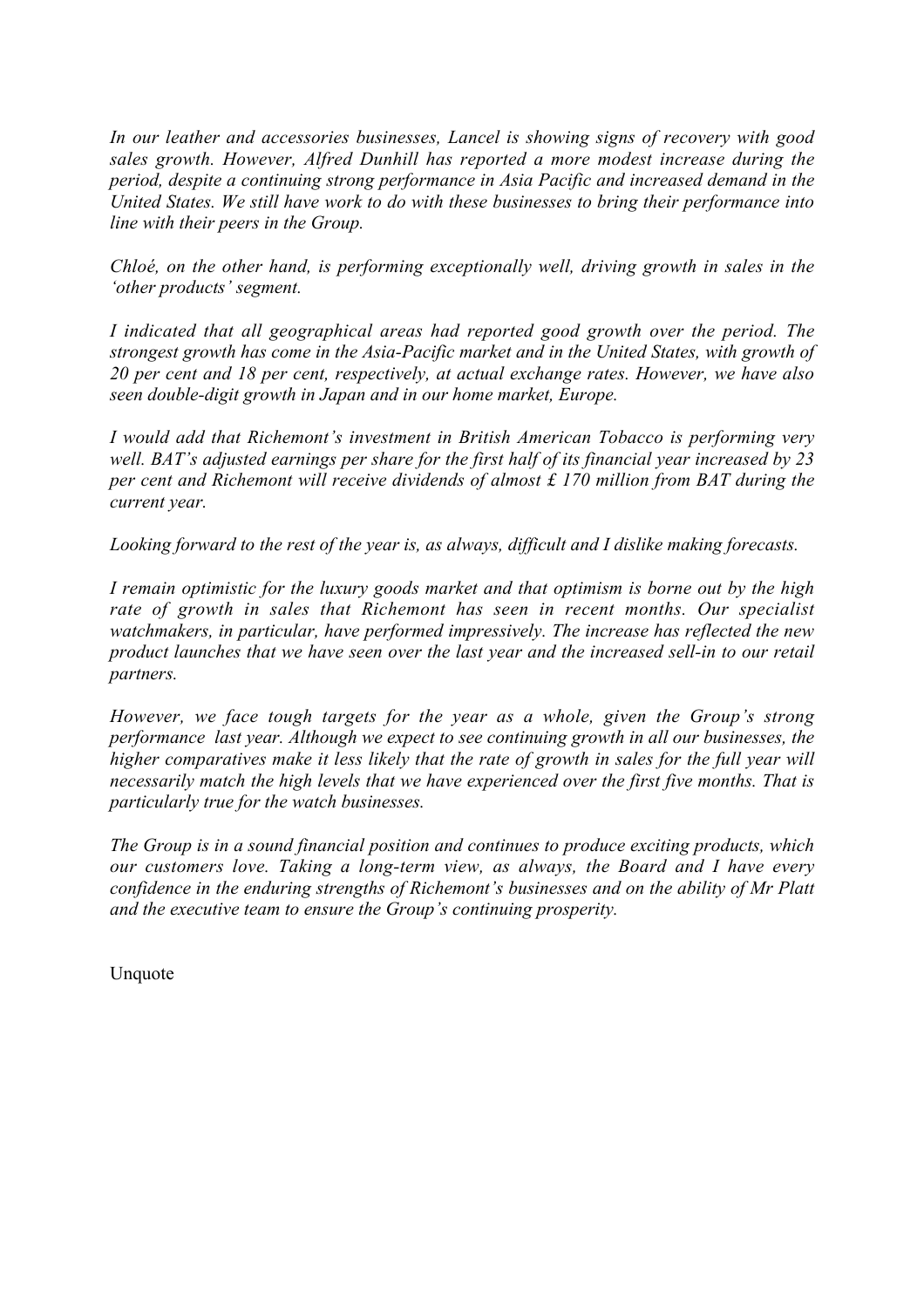*In our leather and accessories businesses, Lancel is showing signs of recovery with good sales growth. However, Alfred Dunhill has reported a more modest increase during the period, despite a continuing strong performance in Asia Pacific and increased demand in the United States. We still have work to do with these businesses to bring their performance into line with their peers in the Group.*

*Chloé, on the other hand, is performing exceptionally well, driving growth in sales in the 'other products' segment.*

*I indicated that all geographical areas had reported good growth over the period. The strongest growth has come in the Asia-Pacific market and in the United States, with growth of 20 per cent and 18 per cent, respectively, at actual exchange rates. However, we have also seen double-digit growth in Japan and in our home market, Europe.*

*I would add that Richemont's investment in British American Tobacco is performing very well. BAT's adjusted earnings per share for the first half of its financial year increased by 23 per cent and Richemont will receive dividends of almost £ 170 million from BAT during the current year.*

*Looking forward to the rest of the year is, as always, difficult and I dislike making forecasts.*

*I remain optimistic for the luxury goods market and that optimism is borne out by the high rate of growth in sales that Richemont has seen in recent months. Our specialist watchmakers, in particular, have performed impressively. The increase has reflected the new product launches that we have seen over the last year and the increased sell-in to our retail partners.*

*However, we face tough targets for the year as a whole, given the Group's strong performance last year. Although we expect to see continuing growth in all our businesses, the higher comparatives make it less likely that the rate of growth in sales for the full year will necessarily match the high levels that we have experienced over the first five months. That is particularly true for the watch businesses.*

*The Group is in a sound financial position and continues to produce exciting products, which our customers love. Taking a long-term view, as always, the Board and I have every confidence in the enduring strengths of Richemont's businesses and on the ability of Mr Platt and the executive team to ensure the Group's continuing prosperity.*

Unquote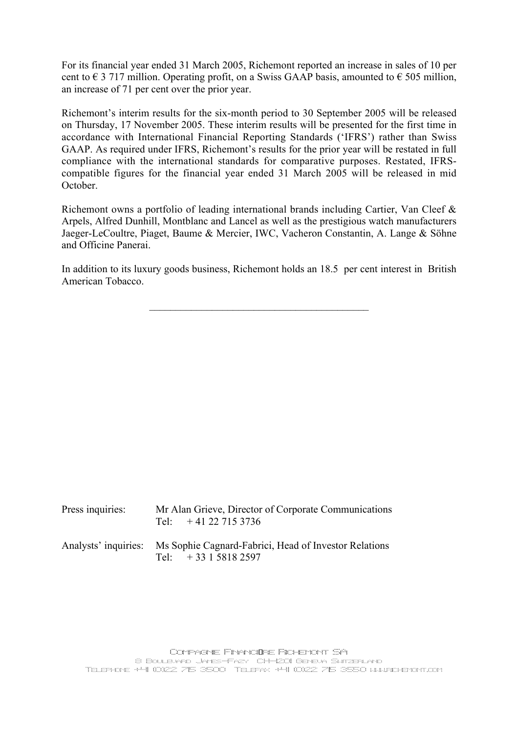For its financial year ended 31 March 2005, Richemont reported an increase in sales of 10 per cent to € 3 717 million. Operating profit, on a Swiss GAAP basis, amounted to € 505 million, an increase of 71 per cent over the prior year.

Richemont's interim results for the six-month period to 30 September 2005 will be released on Thursday, 17 November 2005. These interim results will be presented for the first time in accordance with International Financial Reporting Standards ('IFRS') rather than Swiss GAAP. As required under IFRS, Richemont's results for the prior year will be restated in full compliance with the international standards for comparative purposes. Restated, IFRS-compatible figures for the financial year ended 31 March 2005 will be released in mid October.

Richemont owns a portfolio of leading international brands including Cartier, Van Cleef & Arpels, Alfred Dunhill, Montblanc and Lancel as well as the prestigious watch manufacturers Jaeger-LeCoultre, Piaget, Baume & Mercier, IWC, Vacheron Constantin, A. Lange & Söhne and Officine Panerai.

In addition to its luxury goods business, Richemont holds an 18.5 per cent interest in British American Tobacco.

---

Press inquiries: Mr Alan Grieve, Director of Corporate Communications
Tel: + 41 22 715 3736

Analysts' inquiries: Ms Sophie Cagnard-Fabrici, Head of Investor Relations
Tel: + 33 1 5818 2597

Compagnie Financière Richemont SA
8 Boulevard James-Fazy CH-1201 Geneva Switzerland
Telephone +41 (0)22 715 3500 Telefax +41 (0)22 715 3550 www.richemont.com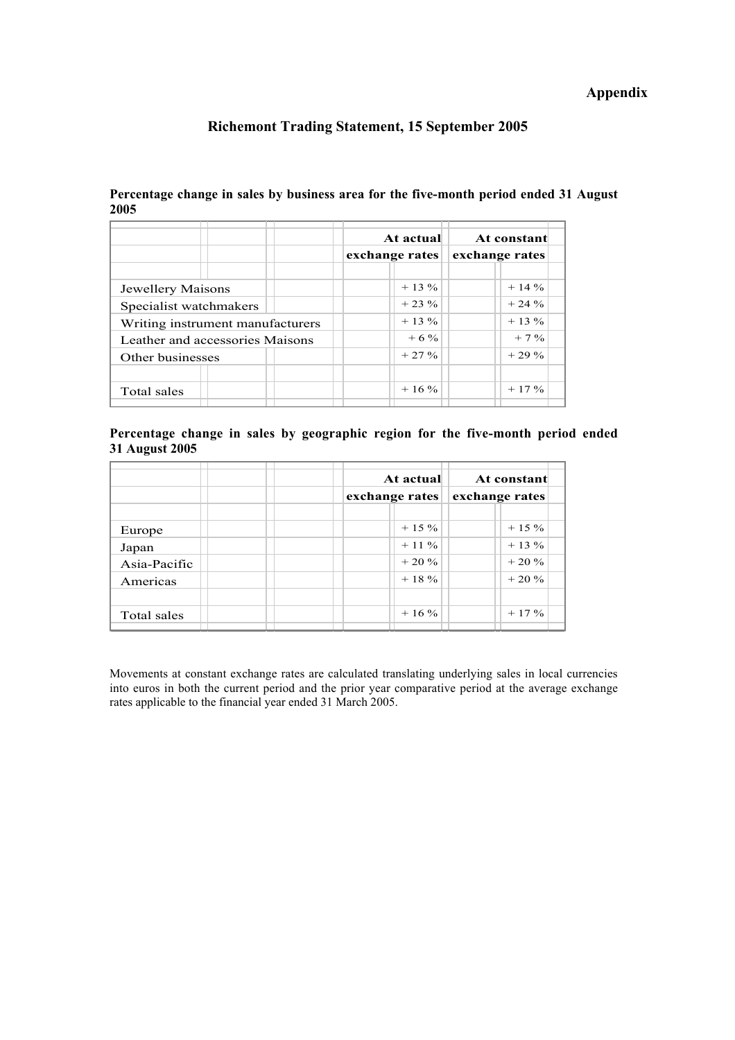**Appendix**

## Richemont Trading Statement, 15 September 2005

**Percentage change in sales by business area for the five-month period ended 31 August 2005**

| | At actual exchange rates | At constant exchange rates |
|---|---|---|
| Jewellery Maisons | + 13 % | + 14 % |
| Specialist watchmakers | + 23 % | + 24 % |
| Writing instrument manufacturers | + 13 % | + 13 % |
| Leather and accessories Maisons | + 6 % | + 7 % |
| Other businesses | + 27 % | + 29 % |
| | | |
| Total sales | + 16 % | + 17 % |

**Percentage change in sales by geographic region for the five-month period ended 31 August 2005**

| | At actual exchange rates | At constant exchange rates |
|---|---|---|
| Europe | + 15 % | + 15 % |
| Japan | + 11 % | + 13 % |
| Asia-Pacific | + 20 % | + 20 % |
| Americas | + 18 % | + 20 % |
| | | |
| Total sales | + 16 % | + 17 % |

Movements at constant exchange rates are calculated translating underlying sales in local currencies into euros in both the current period and the prior year comparative period at the average exchange rates applicable to the financial year ended 31 March 2005.